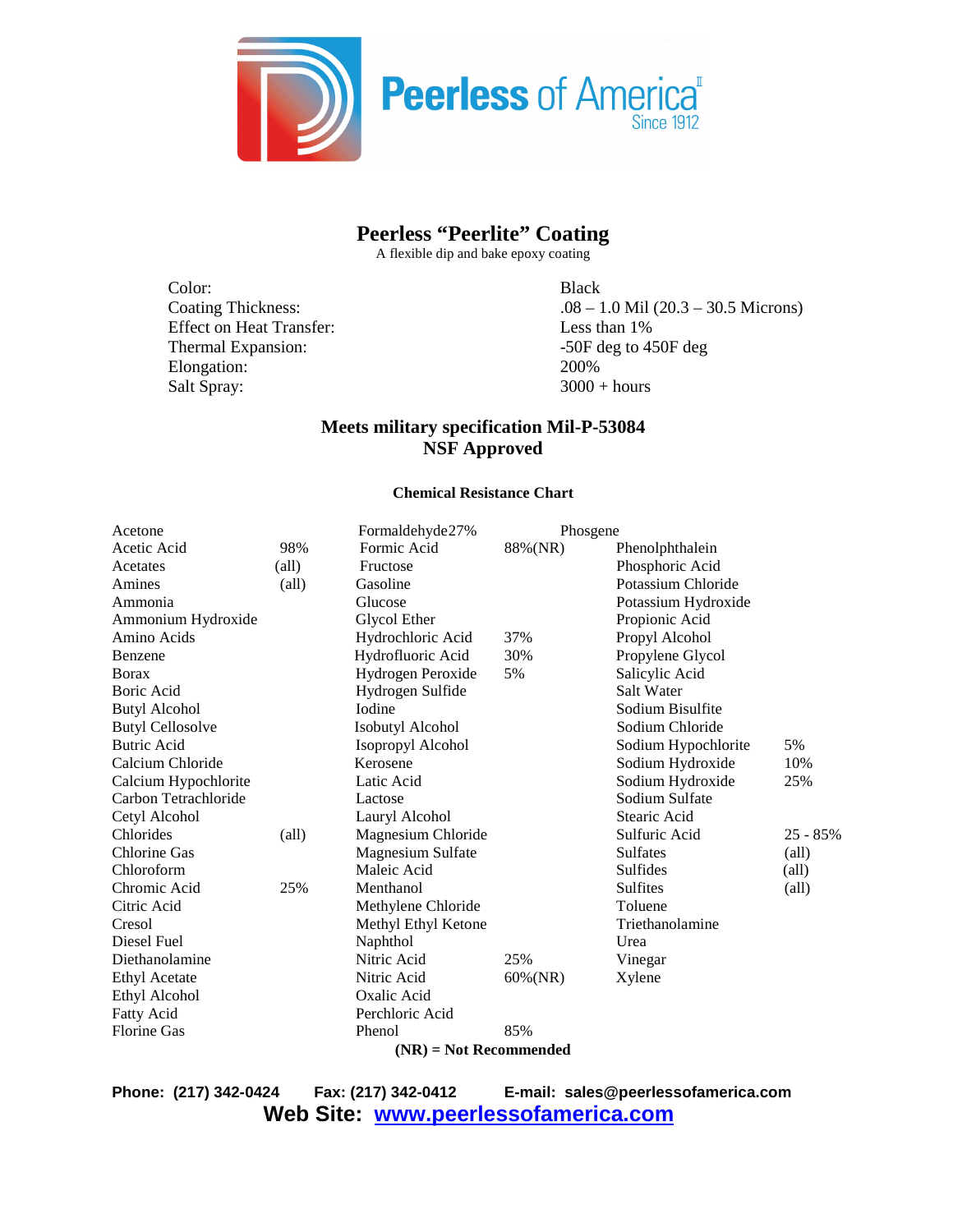Peerless of America
Since 1912

# Peerless "Peerlite" Coating

A flexible dip and bake epoxy coating

| | |
|---|---|
| Color: | Black |
| Coating Thickness: | .08 – 1.0 Mil (20.3 – 30.5 Microns) |
| Effect on Heat Transfer: | Less than 1% |
| Thermal Expansion: | -50F deg to 450F deg |
| Elongation: | 200% |
| Salt Spray: | 3000 + hours |

**Meets military specification Mil-P-53084**
**NSF Approved**

### Chemical Resistance Chart

| | | | | | |
|---|---|---|---|---|---|
| Acetone | | Formaldehyde27% | | Phosgene | |
| Acetic Acid | 98% | Formic Acid | 88%(NR) | Phenolphthalein | |
| Acetates | (all) | Fructose | | Phosphoric Acid | |
| Amines | (all) | Gasoline | | Potassium Chloride | |
| Ammonia | | Glucose | | Potassium Hydroxide | |
| Ammonium Hydroxide | | Glycol Ether | | Propionic Acid | |
| Amino Acids | | Hydrochloric Acid | 37% | Propyl Alcohol | |
| Benzene | | Hydrofluoric Acid | 30% | Propylene Glycol | |
| Borax | | Hydrogen Peroxide | 5% | Salicylic Acid | |
| Boric Acid | | Hydrogen Sulfide | | Salt Water | |
| Butyl Alcohol | | Iodine | | Sodium Bisulfite | |
| Butyl Cellosolve | | Isobutyl Alcohol | | Sodium Chloride | |
| Butric Acid | | Isopropyl Alcohol | | Sodium Hypochlorite | 5% |
| Calcium Chloride | | Kerosene | | Sodium Hydroxide | 10% |
| Calcium Hypochlorite | | Latic Acid | | Sodium Hydroxide | 25% |
| Carbon Tetrachloride | | Lactose | | Sodium Sulfate | |
| Cetyl Alcohol | | Lauryl Alcohol | | Stearic Acid | |
| Chlorides | (all) | Magnesium Chloride | | Sulfuric Acid | 25 - 85% |
| Chlorine Gas | | Magnesium Sulfate | | Sulfates | (all) |
| Chloroform | | Maleic Acid | | Sulfides | (all) |
| Chromic Acid | 25% | Menthanol | | Sulfites | (all) |
| Citric Acid | | Methylene Chloride | | Toluene | |
| Cresol | | Methyl Ethyl Ketone | | Triethanolamine | |
| Diesel Fuel | | Naphthol | | Urea | |
| Diethanolamine | | Nitric Acid | 25% | Vinegar | |
| Ethyl Acetate | | Nitric Acid | 60%(NR) | Xylene | |
| Ethyl Alcohol | | Oxalic Acid | | | |
| Fatty Acid | | Perchloric Acid | | | |
| Florine Gas | | Phenol | 85% | | |

**(NR) = Not Recommended**

**Phone: (217) 342-0424 Fax: (217) 342-0412 E-mail: sales@peerlessofamerica.com**

**Web Site: www.peerlessofamerica.com**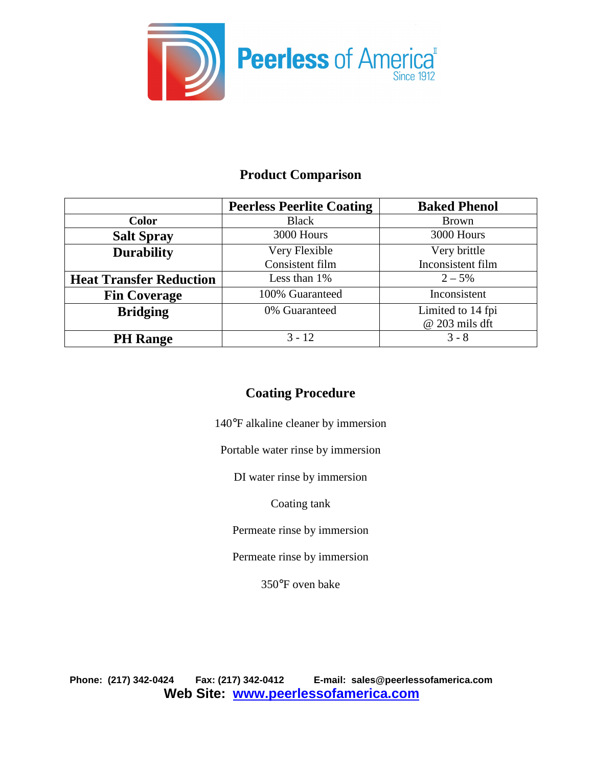## Product Comparison

| | Peerless Peerlite Coating | Baked Phenol |
|---|---|---|
| **Color** | Black | Brown |
| **Salt Spray** | 3000 Hours | 3000 Hours |
| **Durability** | Very Flexible<br>Consistent film | Very brittle<br>Inconsistent film |
| **Heat Transfer Reduction** | Less than 1% | 2 – 5% |
| **Fin Coverage** | 100% Guaranteed | Inconsistent |
| **Bridging** | 0% Guaranteed | Limited to 14 fpi<br>@ 203 mils dft |
| **PH Range** | 3 - 12 | 3 - 8 |

## Coating Procedure

140°F alkaline cleaner by immersion

Portable water rinse by immersion

DI water rinse by immersion

Coating tank

Permeate rinse by immersion

Permeate rinse by immersion

350°F oven bake

**Phone: (217) 342-0424 Fax: (217) 342-0412 E-mail: sales@peerlessofamerica.com**

**Web Site: [www.peerlessofamerica.com](http://www.peerlessofamerica.com)**